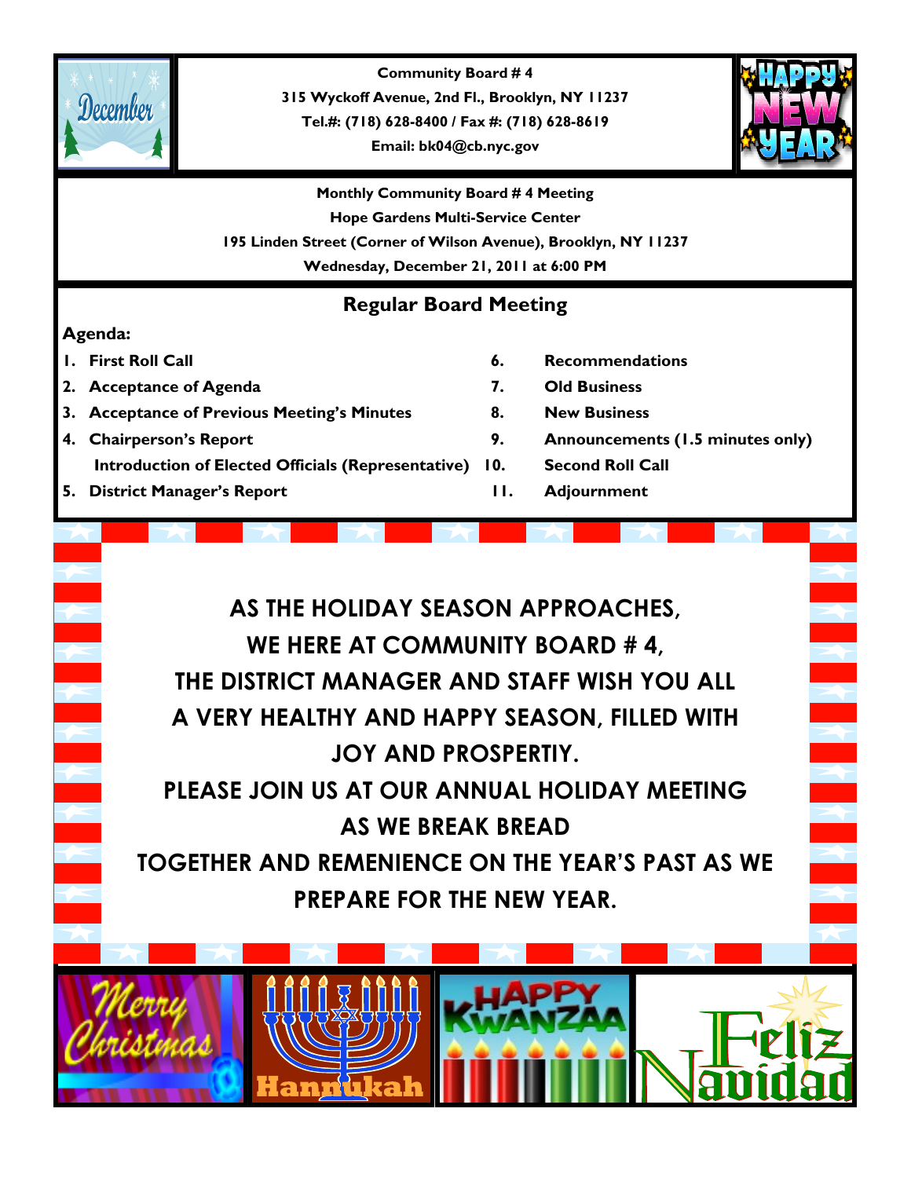**Community Board # 4**
**315 Wyckoff Avenue, 2nd Fl., Brooklyn, NY 11237**
**Tel.#: (718) 628-8400 / Fax #: (718) 628-8619**
**Email: bk04@cb.nyc.gov**

**Monthly Community Board # 4 Meeting**
**Hope Gardens Multi-Service Center**
**195 Linden Street (Corner of Wilson Avenue), Brooklyn, NY 11237**
**Wednesday, December 21, 2011 at 6:00 PM**

## Regular Board Meeting

**Agenda:**

1. **First Roll Call**
2. **Acceptance of Agenda**
3. **Acceptance of Previous Meeting's Minutes**
4. **Chairperson's Report**
   **Introduction of Elected Officials (Representative)**
5. **District Manager's Report**
6. **Recommendations**
7. **Old Business**
8. **New Business**
9. **Announcements (1.5 minutes only)**
10. **Second Roll Call**
11. **Adjournment**

**AS THE HOLIDAY SEASON APPROACHES,
WE HERE AT COMMUNITY BOARD # 4,
THE DISTRICT MANAGER AND STAFF WISH YOU ALL
A VERY HEALTHY AND HAPPY SEASON, FILLED WITH
JOY AND PROSPERTIY.
PLEASE JOIN US AT OUR ANNUAL HOLIDAY MEETING
AS WE BREAK BREAD
TOGETHER AND REMENIENCE ON THE YEAR'S PAST AS WE
PREPARE FOR THE NEW YEAR.**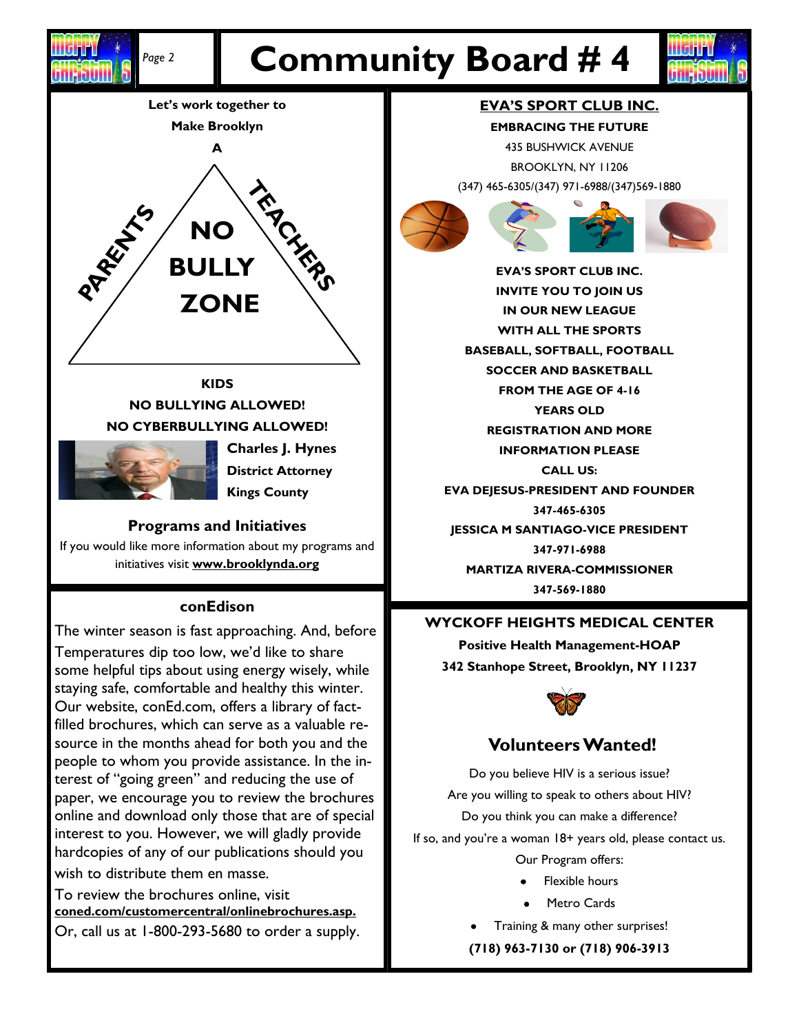# Community Board # 4

**Let's work together to**
**Make Brooklyn**
**A**

PARENTS — TEACHERS

**NO BULLY ZONE**

**KIDS**
**NO BULLYING ALLOWED!**
**NO CYBERBULLYING ALLOWED!**

**Charles J. Hynes**
**District Attorney**
**Kings County**

### Programs and Initiatives

If you would like more information about my programs and initiatives visit **www.brooklynda.org**

### conEdison

The winter season is fast approaching. And, before Temperatures dip too low, we'd like to share some helpful tips about using energy wisely, while staying safe, comfortable and healthy this winter. Our website, conEd.com, offers a library of fact-filled brochures, which can serve as a valuable resource in the months ahead for both you and the people to whom you provide assistance. In the interest of "going green" and reducing the use of paper, we encourage you to review the brochures online and download only those that are of special interest to you. However, we will gladly provide hardcopies of any of our publications should you wish to distribute them en masse.

To review the brochures online, visit **coned.com/customercentral/onlinebrochures.asp.**
Or, call us at 1-800-293-5680 to order a supply.

### EVA'S SPORT CLUB INC.

**EMBRACING THE FUTURE**
435 BUSHWICK AVENUE
BROOKLYN, NY 11206
(347) 465-6305/(347) 971-6988/(347)569-1880

**EVA'S SPORT CLUB INC.**
**INVITE YOU TO JOIN US**
**IN OUR NEW LEAGUE**
**WITH ALL THE SPORTS**
**BASEBALL, SOFTBALL, FOOTBALL**
**SOCCER AND BASKETBALL**
**FROM THE AGE OF 4-16**
**YEARS OLD**
**REGISTRATION AND MORE**
**INFORMATION PLEASE**
**CALL US:**
**EVA DEJESUS-PRESIDENT AND FOUNDER**
**347-465-6305**
**JESSICA M SANTIAGO-VICE PRESIDENT**
**347-971-6988**
**MARTIZA RIVERA-COMMISSIONER**
**347-569-1880**

### WYCKOFF HEIGHTS MEDICAL CENTER

**Positive Health Management-HOAP**
**342 Stanhope Street, Brooklyn, NY 11237**

## Volunteers Wanted!

Do you believe HIV is a serious issue?
Are you willing to speak to others about HIV?
Do you think you can make a difference?
If so, and you're a woman 18+ years old, please contact us.
Our Program offers:

- Flexible hours
- Metro Cards
- Training & many other surprises!

**(718) 963-7130 or (718) 906-3913**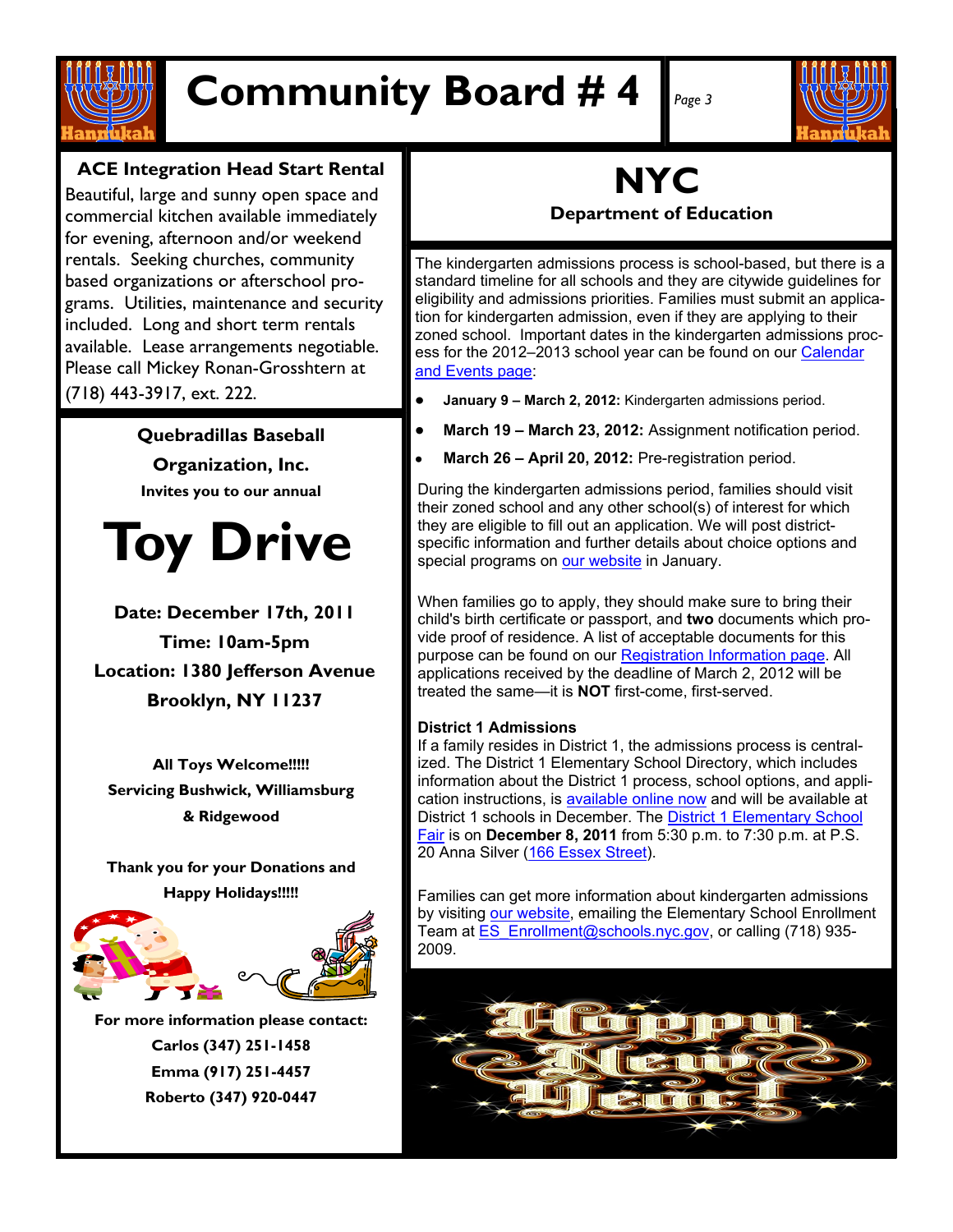# Community Board # 4

## ACE Integration Head Start Rental

Beautiful, large and sunny open space and commercial kitchen available immediately for evening, afternoon and/or weekend rentals. Seeking churches, community based organizations or afterschool programs. Utilities, maintenance and security included. Long and short term rentals available. Lease arrangements negotiable. Please call Mickey Ronan-Grosshtern at (718) 443-3917, ext. 222.

**Quebradillas Baseball Organization, Inc.**

**Invites you to our annual**

# Toy Drive

**Date: December 17th, 2011**

**Time: 10am-5pm**

**Location: 1380 Jefferson Avenue**

**Brooklyn, NY 11237**

**All Toys Welcome!!!!!**

**Servicing Bushwick, Williamsburg & Ridgewood**

**Thank you for your Donations and Happy Holidays!!!!!**

**For more information please contact:**

**Carlos (347) 251-1458**

**Emma (917) 251-4457**

**Roberto (347) 920-0447**

## NYC

### Department of Education

The kindergarten admissions process is school-based, but there is a standard timeline for all schools and they are citywide guidelines for eligibility and admissions priorities. Families must submit an application for kindergarten admission, even if they are applying to their zoned school. Important dates in the kindergarten admissions process for the 2012–2013 school year can be found on our Calendar and Events page:

- **January 9 – March 2, 2012:** Kindergarten admissions period.
- **March 19 – March 23, 2012:** Assignment notification period.
- **March 26 – April 20, 2012:** Pre-registration period.

During the kindergarten admissions period, families should visit their zoned school and any other school(s) of interest for which they are eligible to fill out an application. We will post district-specific information and further details about choice options and special programs on our website in January.

When families go to apply, they should make sure to bring their child's birth certificate or passport, and **two** documents which provide proof of residence. A list of acceptable documents for this purpose can be found on our Registration Information page. All applications received by the deadline of March 2, 2012 will be treated the same—it is **NOT** first-come, first-served.

**District 1 Admissions**

If a family resides in District 1, the admissions process is centralized. The District 1 Elementary School Directory, which includes information about the District 1 process, school options, and application instructions, is available online now and will be available at District 1 schools in December. The District 1 Elementary School Fair is on **December 8, 2011** from 5:30 p.m. to 7:30 p.m. at P.S. 20 Anna Silver (166 Essex Street).

Families can get more information about kindergarten admissions by visiting our website, emailing the Elementary School Enrollment Team at ES_Enrollment@schools.nyc.gov, or calling (718) 935-2009.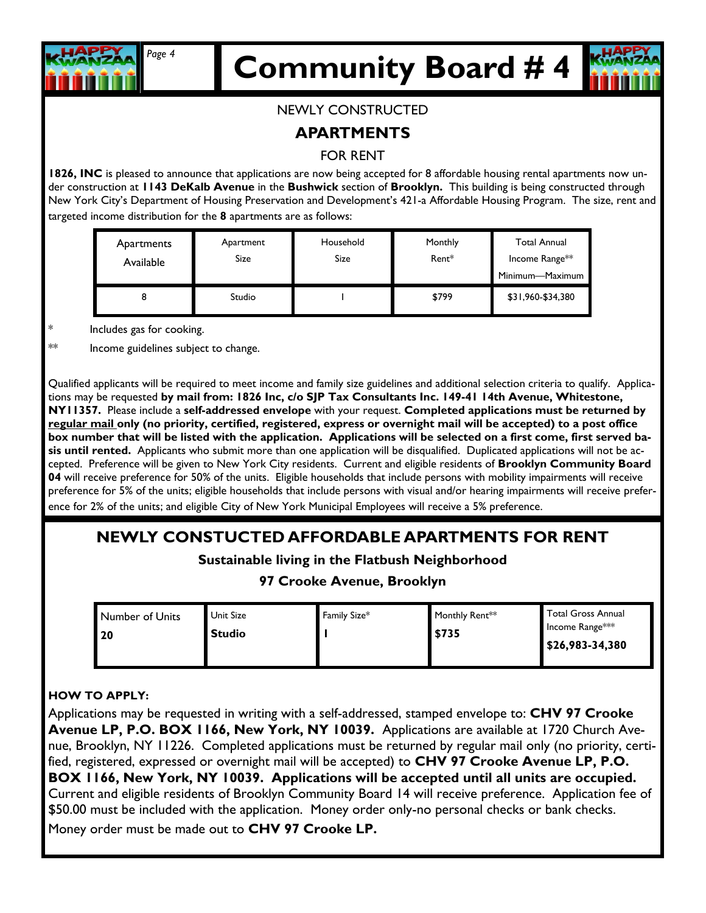# Community Board # 4

NEWLY CONSTRUCTED

## APARTMENTS

FOR RENT

**1826, INC** is pleased to announce that applications are now being accepted for 8 affordable housing rental apartments now under construction at **1143 DeKalb Avenue** in the **Bushwick** section of **Brooklyn.** This building is being constructed through New York City's Department of Housing Preservation and Development's 421-a Affordable Housing Program. The size, rent and targeted income distribution for the **8** apartments are as follows:

| Apartments Available | Apartment Size | Household Size | Monthly Rent* | Total Annual Income Range** Minimum—Maximum |
|---|---|---|---|---|
| 8 | Studio | 1 | $799 | $31,960-$34,380 |

\* Includes gas for cooking.

** Income guidelines subject to change.

Qualified applicants will be required to meet income and family size guidelines and additional selection criteria to qualify. Applications may be requested **by mail from: 1826 Inc, c/o SJP Tax Consultants Inc. 149-41 14th Avenue, Whitestone, NY11357.** Please include a **self-addressed envelope** with your request. **Completed applications must be returned by <u>regular mail</u> only (no priority, certified, registered, express or overnight mail will be accepted) to a post office box number that will be listed with the application. Applications will be selected on a first come, first served basis until rented.** Applicants who submit more than one application will be disqualified. Duplicated applications will not be accepted. Preference will be given to New York City residents. Current and eligible residents of **Brooklyn Community Board 04** will receive preference for 50% of the units. Eligible households that include persons with mobility impairments will receive preference for 5% of the units; eligible households that include persons with visual and/or hearing impairments will receive preference for 2% of the units; and eligible City of New York Municipal Employees will receive a 5% preference.

## NEWLY CONSTUCTED AFFORDABLE APARTMENTS FOR RENT

**Sustainable living in the Flatbush Neighborhood**

**97 Crooke Avenue, Brooklyn**

| Number of Units | Unit Size | Family Size* | Monthly Rent** | Total Gross Annual Income Range*** |
|---|---|---|---|---|
| **20** | **Studio** | **1** | **$735** | **$26,983-34,380** |

**HOW TO APPLY:**

Applications may be requested in writing with a self-addressed, stamped envelope to: **CHV 97 Crooke Avenue LP, P.O. BOX 1166, New York, NY 10039.** Applications are available at 1720 Church Avenue, Brooklyn, NY 11226. Completed applications must be returned by regular mail only (no priority, certified, registered, expressed or overnight mail will be accepted) to **CHV 97 Crooke Avenue LP, P.O. BOX 1166, New York, NY 10039. Applications will be accepted until all units are occupied.** Current and eligible residents of Brooklyn Community Board 14 will receive preference. Application fee of $50.00 must be included with the application. Money order only-no personal checks or bank checks.

Money order must be made out to **CHV 97 Crooke LP.**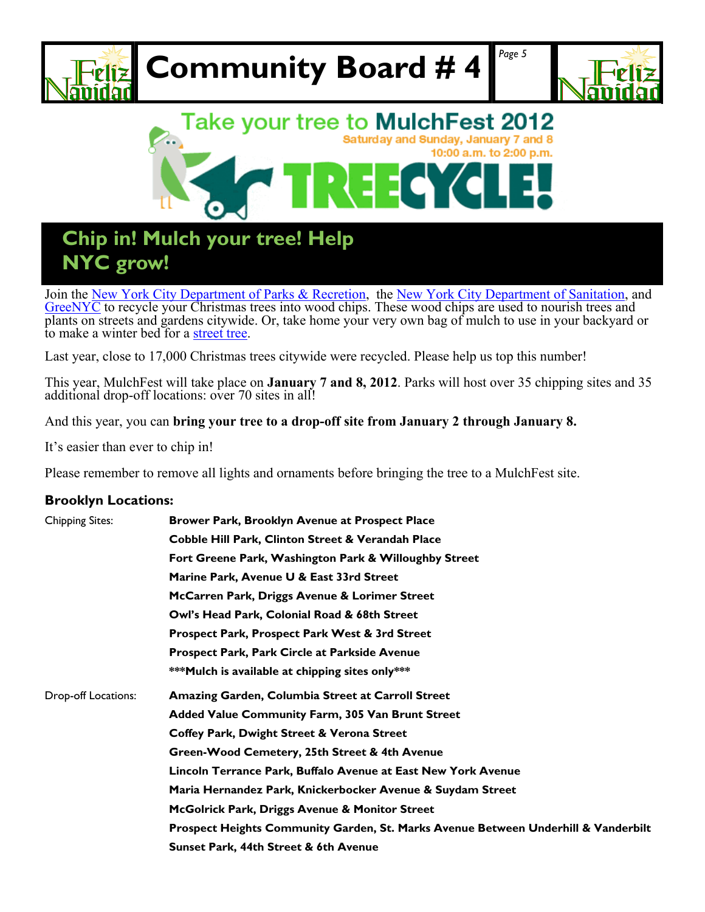# Community Board # 4

## Take your tree to MulchFest 2012

Saturday and Sunday, January 7 and 8
10:00 a.m. to 2:00 p.m.

TREECYCLE!

## Chip in! Mulch your tree! Help NYC grow!

Join the New York City Department of Parks & Recreation, the New York City Department of Sanitation, and GreeNYC to recycle your Christmas trees into wood chips. These wood chips are used to nourish trees and plants on streets and gardens citywide. Or, take home your very own bag of mulch to use in your backyard or to make a winter bed for a street tree.

Last year, close to 17,000 Christmas trees citywide were recycled. Please help us top this number!

This year, MulchFest will take place on **January 7 and 8, 2012**. Parks will host over 35 chipping sites and 35 additional drop-off locations: over 70 sites in all!

And this year, you can **bring your tree to a drop-off site from January 2 through January 8.**

It's easier than ever to chip in!

Please remember to remove all lights and ornaments before bringing the tree to a MulchFest site.

### Brooklyn Locations:

| | |
|---|---|
| Chipping Sites: | **Brower Park, Brooklyn Avenue at Prospect Place** |
| | **Cobble Hill Park, Clinton Street & Verandah Place** |
| | **Fort Greene Park, Washington Park & Willoughby Street** |
| | **Marine Park, Avenue U & East 33rd Street** |
| | **McCarren Park, Driggs Avenue & Lorimer Street** |
| | **Owl's Head Park, Colonial Road & 68th Street** |
| | **Prospect Park, Prospect Park West & 3rd Street** |
| | **Prospect Park, Park Circle at Parkside Avenue** |
| | **\*\*\*Mulch is available at chipping sites only\*\*\*** |
| Drop-off Locations: | **Amazing Garden, Columbia Street at Carroll Street** |
| | **Added Value Community Farm, 305 Van Brunt Street** |
| | **Coffey Park, Dwight Street & Verona Street** |
| | **Green-Wood Cemetery, 25th Street & 4th Avenue** |
| | **Lincoln Terrance Park, Buffalo Avenue at East New York Avenue** |
| | **Maria Hernandez Park, Knickerbocker Avenue & Suydam Street** |
| | **McGolrick Park, Driggs Avenue & Monitor Street** |
| | **Prospect Heights Community Garden, St. Marks Avenue Between Underhill & Vanderbilt** |
| | **Sunset Park, 44th Street & 6th Avenue** |